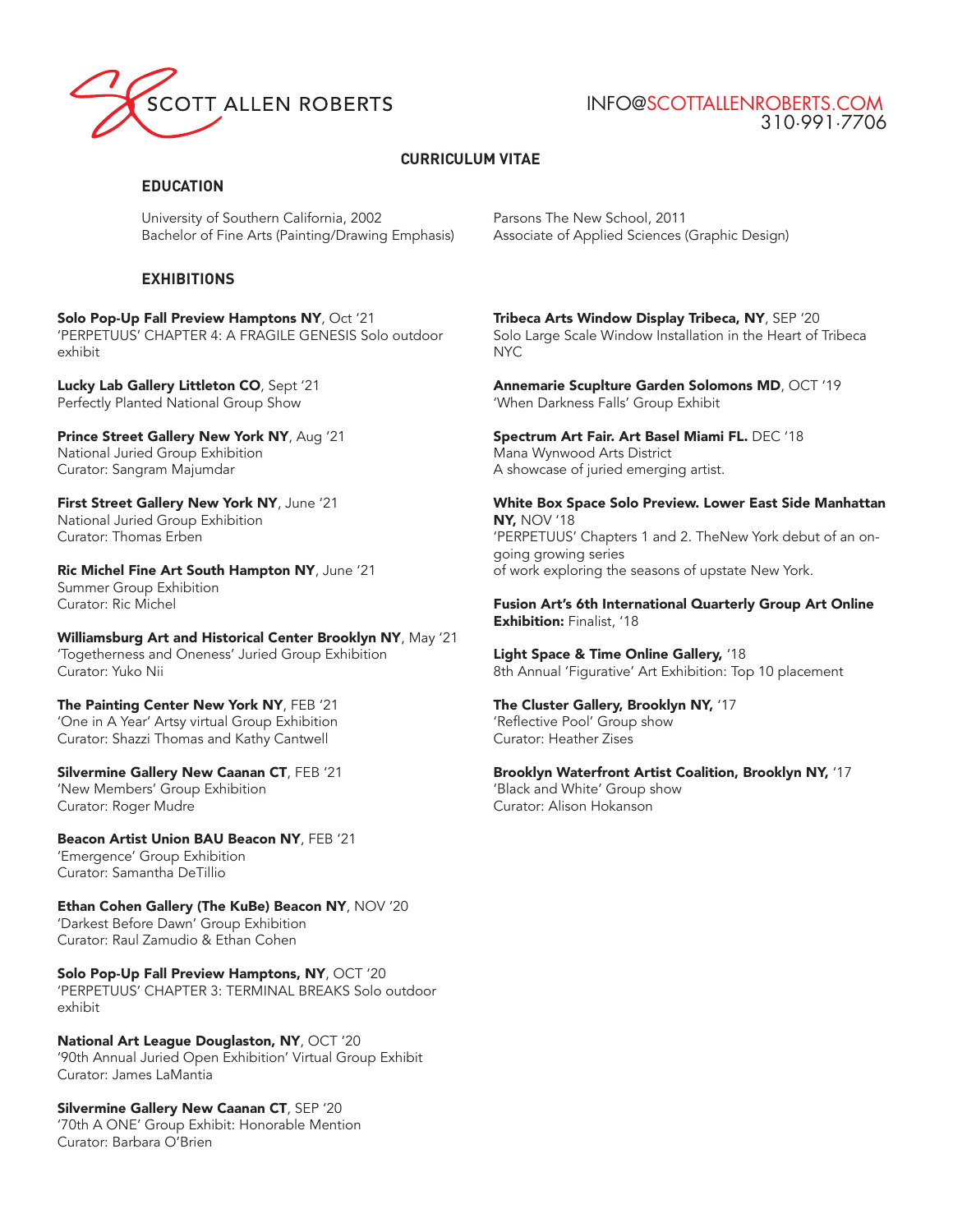# SCOTT ALLEN ROBERTS

INFO@SCOTTALLENROBERTS.COM
310·991·7706

## CURRICULUM VITAE

### EDUCATION

University of Southern California, 2002
Bachelor of Fine Arts (Painting/Drawing Emphasis)

Parsons The New School, 2011
Associate of Applied Sciences (Graphic Design)

### EXHIBITIONS

**Solo Pop-Up Fall Preview Hamptons NY**, Oct '21
'PERPETUUS' CHAPTER 4: A FRAGILE GENESIS Solo outdoor exhibit

**Lucky Lab Gallery Littleton CO**, Sept '21
Perfectly Planted National Group Show

**Prince Street Gallery New York NY**, Aug '21
National Juried Group Exhibition
Curator: Sangram Majumdar

**First Street Gallery New York NY**, June '21
National Juried Group Exhibition
Curator: Thomas Erben

**Ric Michel Fine Art South Hampton NY**, June '21
Summer Group Exhibition
Curator: Ric Michel

**Williamsburg Art and Historical Center Brooklyn NY**, May '21
'Togetherness and Oneness' Juried Group Exhibition
Curator: Yuko Nii

**The Painting Center New York NY**, FEB '21
'One in A Year' Artsy virtual Group Exhibition
Curator: Shazzi Thomas and Kathy Cantwell

**Silvermine Gallery New Caanan CT**, FEB '21
'New Members' Group Exhibition
Curator: Roger Mudre

**Beacon Artist Union BAU Beacon NY**, FEB '21
'Emergence' Group Exhibition
Curator: Samantha DeTillio

**Ethan Cohen Gallery (The KuBe) Beacon NY**, NOV '20
'Darkest Before Dawn' Group Exhibition
Curator: Raul Zamudio & Ethan Cohen

**Solo Pop-Up Fall Preview Hamptons, NY**, OCT '20
'PERPETUUS' CHAPTER 3: TERMINAL BREAKS Solo outdoor exhibit

**National Art League Douglaston, NY**, OCT '20
'90th Annual Juried Open Exhibition' Virtual Group Exhibit
Curator: James LaMantia

**Silvermine Gallery New Caanan CT**, SEP '20
'70th A ONE' Group Exhibit: Honorable Mention
Curator: Barbara O'Brien

**Tribeca Arts Window Display Tribeca, NY**, SEP '20
Solo Large Scale Window Installation in the Heart of Tribeca NYC

**Annemarie Scuplture Garden Solomons MD**, OCT '19
'When Darkness Falls' Group Exhibit

**Spectrum Art Fair. Art Basel Miami FL.** DEC '18
Mana Wynwood Arts District
A showcase of juried emerging artist.

**White Box Space Solo Preview. Lower East Side Manhattan NY,** NOV '18
'PERPETUUS' Chapters 1 and 2. TheNew York debut of an on-going growing series
of work exploring the seasons of upstate New York.

**Fusion Art's 6th International Quarterly Group Art Online Exhibition:** Finalist, '18

**Light Space & Time Online Gallery,** '18
8th Annual 'Figurative' Art Exhibition: Top 10 placement

**The Cluster Gallery, Brooklyn NY,** '17
'Reflective Pool' Group show
Curator: Heather Zises

**Brooklyn Waterfront Artist Coalition, Brooklyn NY,** '17
'Black and White' Group show
Curator: Alison Hokanson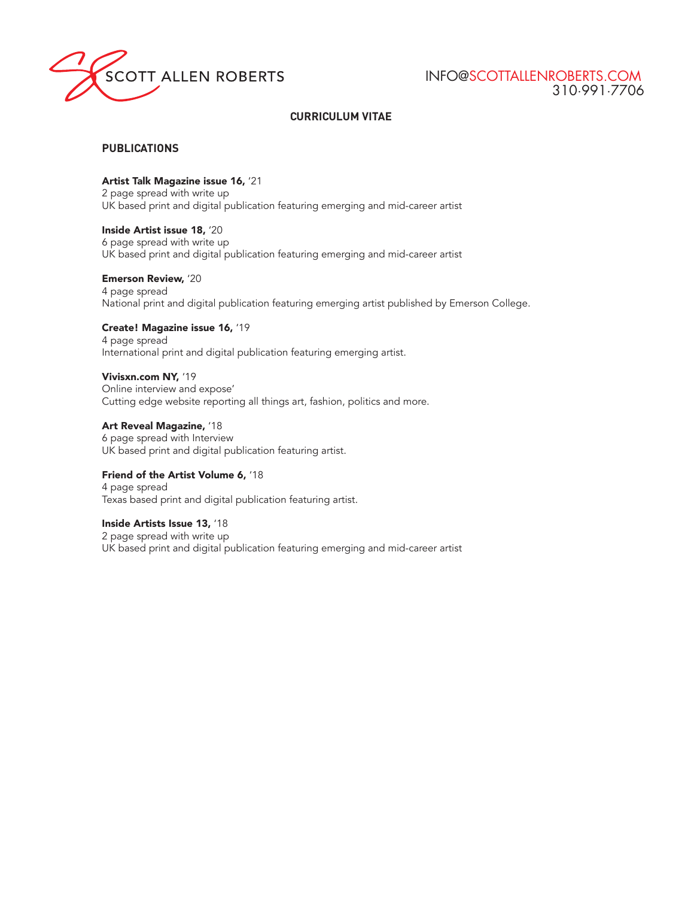SCOTT ALLEN ROBERTS

INFO@SCOTTALLENROBERTS.COM
310·991·7706

# CURRICULUM VITAE

## PUBLICATIONS

**Artist Talk Magazine issue 16,** '21
2 page spread with write up
UK based print and digital publication featuring emerging and mid-career artist

**Inside Artist issue 18,** '20
6 page spread with write up
UK based print and digital publication featuring emerging and mid-career artist

**Emerson Review,** '20
4 page spread
National print and digital publication featuring emerging artist published by Emerson College.

**Create! Magazine issue 16,** '19
4 page spread
International print and digital publication featuring emerging artist.

**Vivisxn.com NY,** '19
Online interview and expose'
Cutting edge website reporting all things art, fashion, politics and more.

**Art Reveal Magazine,** '18
6 page spread with Interview
UK based print and digital publication featuring artist.

**Friend of the Artist Volume 6,** '18
4 page spread
Texas based print and digital publication featuring artist.

**Inside Artists Issue 13,** '18
2 page spread with write up
UK based print and digital publication featuring emerging and mid-career artist